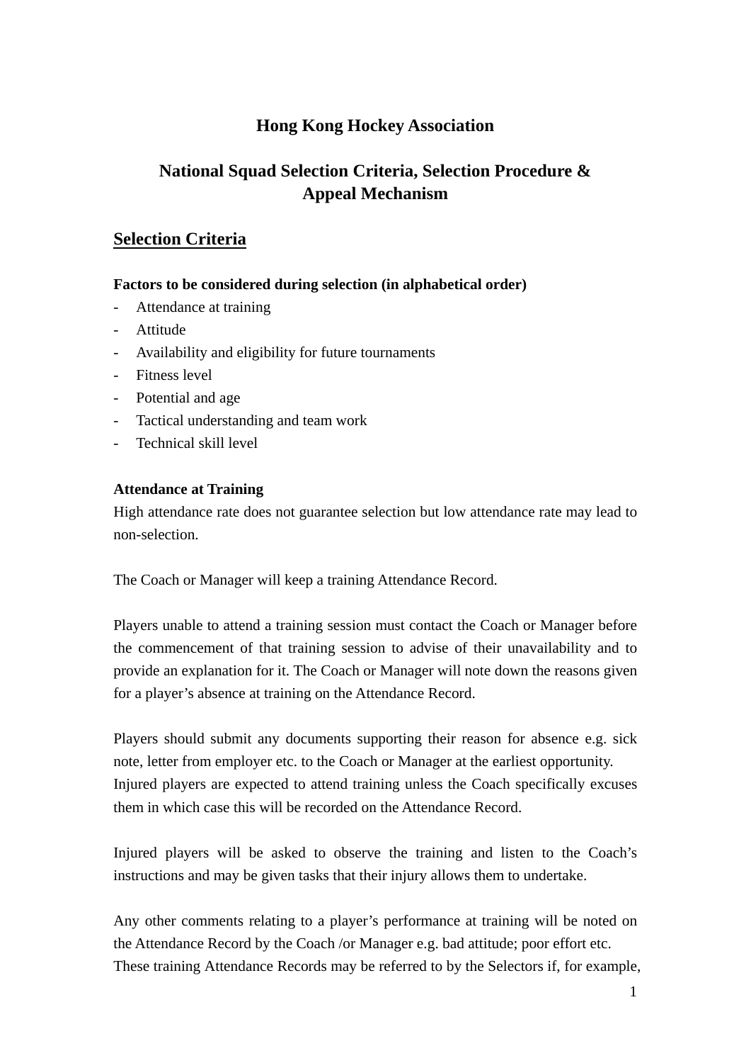# Hong Kong Hockey Association

## National Squad Selection Criteria, Selection Procedure & Appeal Mechanism

## Selection Criteria

**Factors to be considered during selection (in alphabetical order)**

- Attendance at training
- Attitude
- Availability and eligibility for future tournaments
- Fitness level
- Potential and age
- Tactical understanding and team work
- Technical skill level

**Attendance at Training**

High attendance rate does not guarantee selection but low attendance rate may lead to non-selection.

The Coach or Manager will keep a training Attendance Record.

Players unable to attend a training session must contact the Coach or Manager before the commencement of that training session to advise of their unavailability and to provide an explanation for it. The Coach or Manager will note down the reasons given for a player's absence at training on the Attendance Record.

Players should submit any documents supporting their reason for absence e.g. sick note, letter from employer etc. to the Coach or Manager at the earliest opportunity. Injured players are expected to attend training unless the Coach specifically excuses them in which case this will be recorded on the Attendance Record.

Injured players will be asked to observe the training and listen to the Coach's instructions and may be given tasks that their injury allows them to undertake.

Any other comments relating to a player's performance at training will be noted on the Attendance Record by the Coach /or Manager e.g. bad attitude; poor effort etc. These training Attendance Records may be referred to by the Selectors if, for example,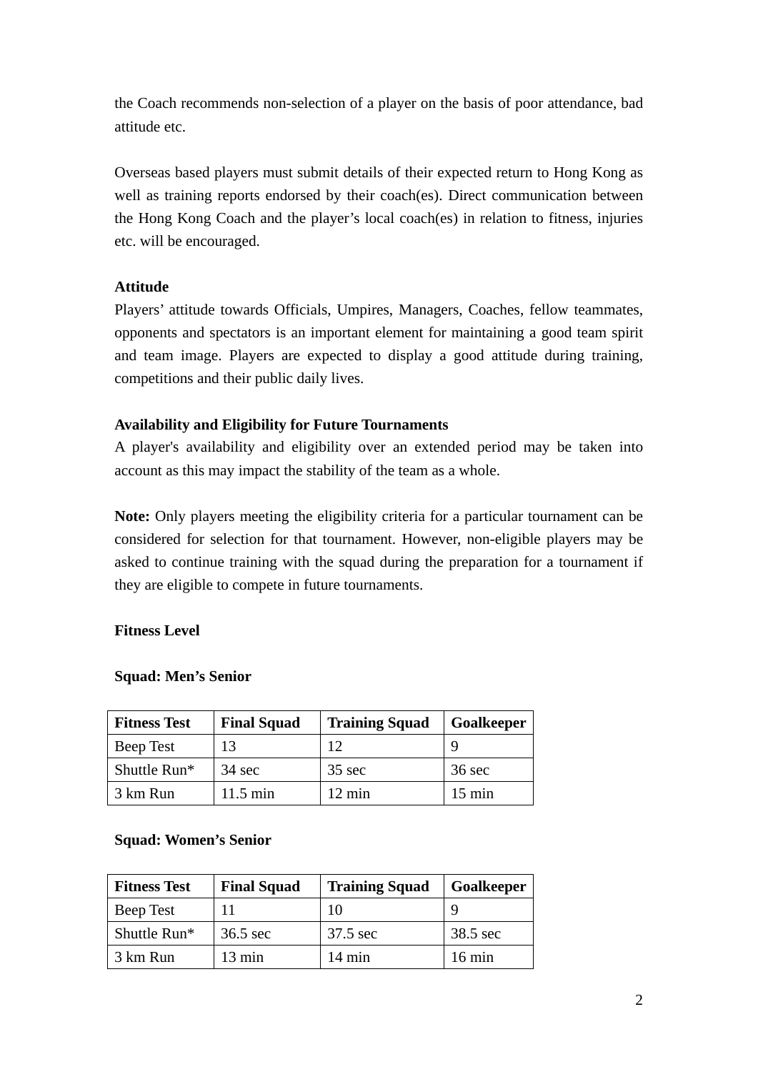the Coach recommends non-selection of a player on the basis of poor attendance, bad attitude etc.

Overseas based players must submit details of their expected return to Hong Kong as well as training reports endorsed by their coach(es). Direct communication between the Hong Kong Coach and the player's local coach(es) in relation to fitness, injuries etc. will be encouraged.

**Attitude**

Players' attitude towards Officials, Umpires, Managers, Coaches, fellow teammates, opponents and spectators is an important element for maintaining a good team spirit and team image. Players are expected to display a good attitude during training, competitions and their public daily lives.

**Availability and Eligibility for Future Tournaments**

A player's availability and eligibility over an extended period may be taken into account as this may impact the stability of the team as a whole.

**Note:** Only players meeting the eligibility criteria for a particular tournament can be considered for selection for that tournament. However, non-eligible players may be asked to continue training with the squad during the preparation for a tournament if they are eligible to compete in future tournaments.

**Fitness Level**

**Squad: Men's Senior**

| Fitness Test | Final Squad | Training Squad | Goalkeeper |
|---|---|---|---|
| Beep Test | 13 | 12 | 9 |
| Shuttle Run* | 34 sec | 35 sec | 36 sec |
| 3 km Run | 11.5 min | 12 min | 15 min |

**Squad: Women's Senior**

| Fitness Test | Final Squad | Training Squad | Goalkeeper |
|---|---|---|---|
| Beep Test | 11 | 10 | 9 |
| Shuttle Run* | 36.5 sec | 37.5 sec | 38.5 sec |
| 3 km Run | 13 min | 14 min | 16 min |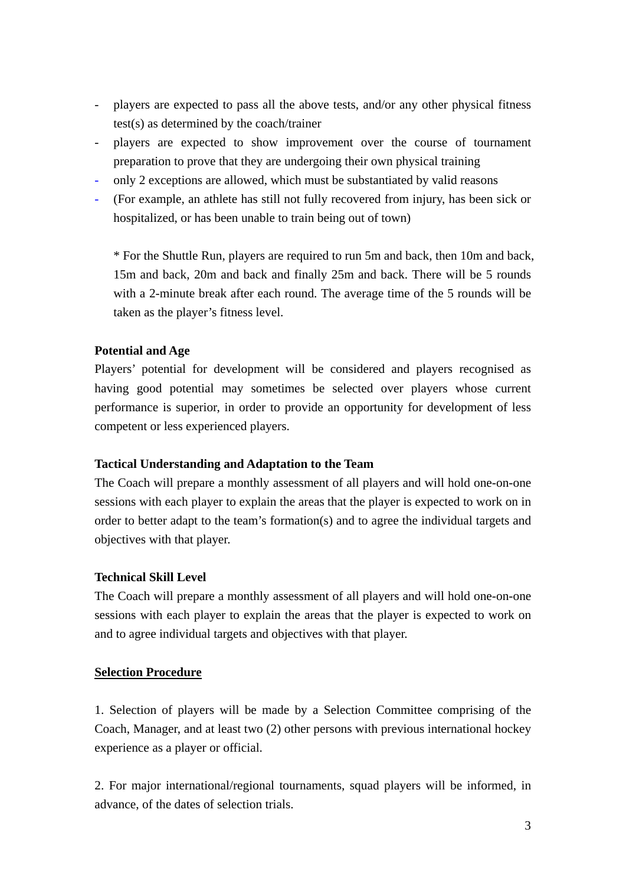- players are expected to pass all the above tests, and/or any other physical fitness test(s) as determined by the coach/trainer
- players are expected to show improvement over the course of tournament preparation to prove that they are undergoing their own physical training
- only 2 exceptions are allowed, which must be substantiated by valid reasons
- (For example, an athlete has still not fully recovered from injury, has been sick or hospitalized, or has been unable to train being out of town)

  * For the Shuttle Run, players are required to run 5m and back, then 10m and back, 15m and back, 20m and back and finally 25m and back. There will be 5 rounds with a 2-minute break after each round. The average time of the 5 rounds will be taken as the player's fitness level.

**Potential and Age**

Players' potential for development will be considered and players recognised as having good potential may sometimes be selected over players whose current performance is superior, in order to provide an opportunity for development of less competent or less experienced players.

**Tactical Understanding and Adaptation to the Team**

The Coach will prepare a monthly assessment of all players and will hold one-on-one sessions with each player to explain the areas that the player is expected to work on in order to better adapt to the team's formation(s) and to agree the individual targets and objectives with that player.

**Technical Skill Level**

The Coach will prepare a monthly assessment of all players and will hold one-on-one sessions with each player to explain the areas that the player is expected to work on and to agree individual targets and objectives with that player.

**<u>Selection Procedure</u>**

1. Selection of players will be made by a Selection Committee comprising of the Coach, Manager, and at least two (2) other persons with previous international hockey experience as a player or official.

2. For major international/regional tournaments, squad players will be informed, in advance, of the dates of selection trials.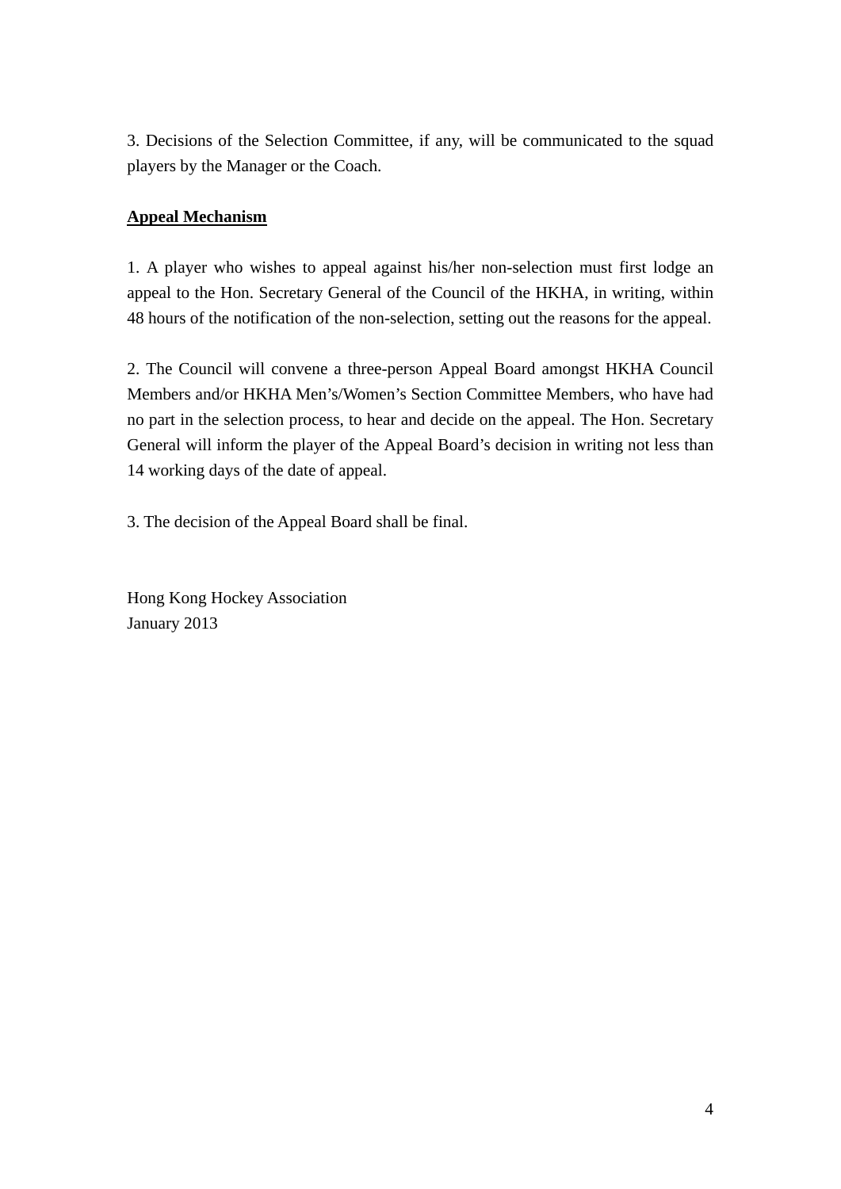3. Decisions of the Selection Committee, if any, will be communicated to the squad players by the Manager or the Coach.

**Appeal Mechanism**

1. A player who wishes to appeal against his/her non-selection must first lodge an appeal to the Hon. Secretary General of the Council of the HKHA, in writing, within 48 hours of the notification of the non-selection, setting out the reasons for the appeal.

2. The Council will convene a three-person Appeal Board amongst HKHA Council Members and/or HKHA Men's/Women's Section Committee Members, who have had no part in the selection process, to hear and decide on the appeal. The Hon. Secretary General will inform the player of the Appeal Board's decision in writing not less than 14 working days of the date of appeal.

3. The decision of the Appeal Board shall be final.

Hong Kong Hockey Association
January 2013